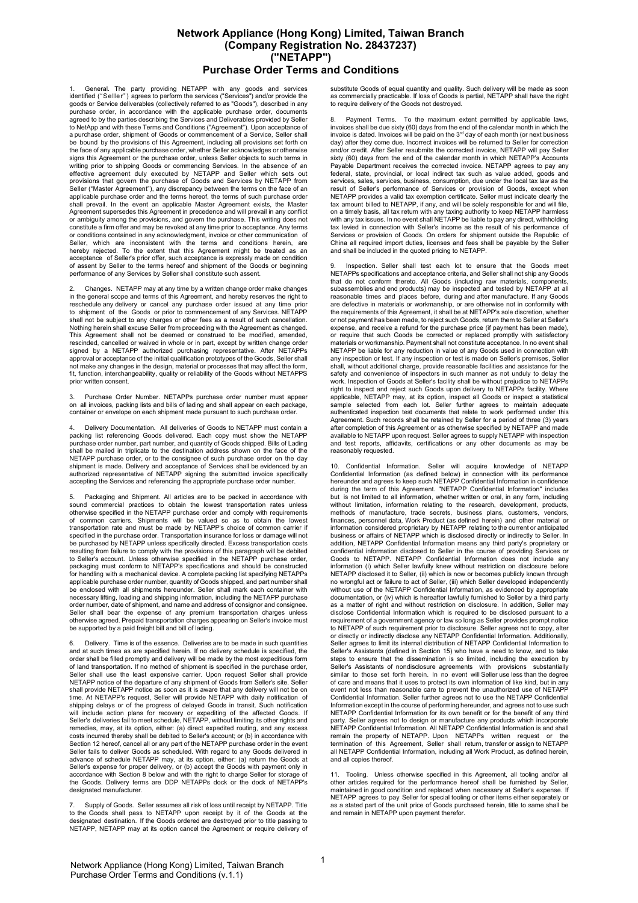# Network Appliance (Hong Kong) Limited, Taiwan Branch
# (Company Registration No. 28437237)
# ("NETAPP")
# Purchase Order Terms and Conditions

1. General. The party providing NETAPP with any goods and services identified ("Seller") agrees to perform the services ("Services") and/or provide the goods or Service deliverables (collectively referred to as "Goods"), described in any purchase order, in accordance with the applicable purchase order, documents agreed to by the parties describing the Services and Deliverables provided by Seller to NetApp and with these Terms and Conditions ("Agreement"). Upon acceptance of a purchase order, shipment of Goods or commencement of a Service, Seller shall be bound by the provisions of this Agreement, including all provisions set forth on the face of any applicable purchase order, whether Seller acknowledges or otherwise signs this Agreement or the purchase order, unless Seller objects to such terms in writing prior to shipping Goods or commencing Services. In the absence of an effective agreement duly executed by NETAPP and Seller which sets out provisions that govern the purchase of Goods and Services by NETAPP from Seller ("Master Agreement"), any discrepancy between the terms on the face of an applicable purchase order and the terms hereof, the terms of such purchase order shall prevail. In the event an applicable Master Agreement exists, the Master Agreement supersedes this Agreement in precedence and will prevail in any conflict or ambiguity among the provisions, and govern the purchase. This writing does not constitute a firm offer and may be revoked at any time prior to acceptance. Any terms or conditions contained in any acknowledgment, invoice or other communication of Seller, which are inconsistent with the terms and conditions herein, are hereby rejected. To the extent that this Agreement might be treated as an acceptance of Seller's prior offer, such acceptance is expressly made on condition of assent by Seller to the terms hereof and shipment of the Goods or beginning performance of any Services by Seller shall constitute such assent.

2. Changes. NETAPP may at any time by a written change order make changes in the general scope and terms of this Agreement, and hereby reserves the right to reschedule any delivery or cancel any purchase order issued at any time prior to shipment of the Goods or prior to commencement of any Services. NETAPP shall not be subject to any charges or other fees as a result of such cancellation. Nothing herein shall excuse Seller from proceeding with the Agreement as changed. This Agreement shall not be deemed or construed to be modified, amended, rescinded, cancelled or waived in whole or in part, except by written change order signed by a NETAPP authorized purchasing representative. After NETAPPs approval or acceptance of the initial qualification prototypes of the Goods, Seller shall not make any changes in the design, material or processes that may affect the form, fit, function, interchangeability, quality or reliability of the Goods without NETAPPS prior written consent.

3. Purchase Order Number. NETAPPs purchase order number must appear on all invoices, packing lists and bills of lading and shall appear on each package, container or envelope on each shipment made pursuant to such purchase order.

4. Delivery Documentation. All deliveries of Goods to NETAPP must contain a packing list referencing Goods delivered. Each copy must show the NETAPP purchase order number, part number, and quantity of Goods shipped. Bills of Lading shall be mailed in triplicate to the destination address shown on the face of the NETAPP purchase order, or to the consignee of such purchase order on the day shipment is made. Delivery and acceptance of Services shall be evidenced by an authorized representative of NETAPP signing the submitted invoice specifically accepting the Services and referencing the appropriate purchase order number.

5. Packaging and Shipment. All articles are to be packed in accordance with sound commercial practices to obtain the lowest transportation rates unless otherwise specified in the NETAPP purchase order and comply with requirements of common carriers. Shipments will be valued so as to obtain the lowest transportation rate and must be made by NETAPP's choice of common carrier if specified in the purchase order. Transportation insurance for loss or damage will not be purchased by NETAPP unless specifically directed. Excess transportation costs resulting from failure to comply with the provisions of this paragraph will be debited to Seller's account. Unless otherwise specified in the NETAPP purchase order, packaging must conform to NETAPP's specifications and should be constructed for handling with a mechanical device. A complete packing list specifying NETAPPs applicable purchase order number, quantity of Goods shipped, and part number shall be enclosed with all shipments hereunder. Seller shall mark each container with necessary lifting, loading and shipping information, including the NETAPP purchase order number, date of shipment, and name and address of consignor and consignee. Seller shall bear the expense of any premium transportation charges unless otherwise agreed. Prepaid transportation charges appearing on Seller's invoice must be supported by a paid freight bill and bill of lading.

6. Delivery. Time is of the essence. Deliveries are to be made in such quantities and at such times as are specified herein. If no delivery schedule is specified, the order shall be filled promptly and delivery will be made by the most expeditious form of land transportation. If no method of shipment is specified in the purchase order, Seller shall use the least expensive carrier. Upon request Seller shall provide NETAPP notice of the departure of any shipment of Goods from Seller's site. Seller shall provide NETAPP notice as soon as it is aware that any delivery will not be on time. At NETAPP's request, Seller will provide NETAPP with daily notification of shipping delays or of the progress of delayed Goods in transit. Such notification will include action plans for recovery or expediting of the affected Goods. If Seller's deliveries fail to meet schedule, NETAPP, without limiting its other rights and remedies, may, at its option, either: (a) direct expedited routing, and any excess costs incurred thereby shall be debited to Seller's account; or (b) in accordance with Section 12 hereof, cancel all or any part of the NETAPP purchase order in the event Seller fails to deliver Goods as scheduled. With regard to any Goods delivered in advance of schedule NETAPP may, at its option, either: (a) return the Goods at Seller's expense for proper delivery, or (b) accept the Goods with payment only in accordance with Section 8 below and with the right to charge Seller for storage of the Goods. Delivery terms are DDP NETAPPs dock or the dock of NETAPP's designated manufacturer.

7. Supply of Goods. Seller assumes all risk of loss until receipt by NETAPP. Title to the Goods shall pass to NETAPP upon receipt by it of the Goods at the designated destination. If the Goods ordered are destroyed prior to title passing to NETAPP, NETAPP may at its option cancel the Agreement or require delivery of substitute Goods of equal quantity and quality. Such delivery will be made as soon as commercially practicable. If loss of Goods is partial, NETAPP shall have the right to require delivery of the Goods not destroyed.

8. Payment Terms. To the maximum extent permitted by applicable laws, invoices shall be due sixty (60) days from the end of the calendar month in which the invoice is dated. Invoices will be paid on the 3rd day of each month (or next business day) after they come due. Incorrect invoices will be returned to Seller for correction and/or credit. After Seller resubmits the corrected invoice, NETAPP will pay Seller sixty (60) days from the end of the calendar month in which NETAPP's Accounts Payable Department receives the corrected invoice. NETAPP agrees to pay any federal, state, provincial, or local indirect tax such as value added, goods and services, sales, services, business, consumption, due under the local tax law as the result of Seller's performance of Services or provision of Goods, except when NETAPP provides a valid tax exemption certificate. Seller must indicate clearly the tax amount billed to NETAPP, if any, and will be solely responsible for and will file, on a timely basis, all tax return with any taxing authority to keep NETAPP harmless with any tax issues. In no event shall NETAPP be liable to pay any direct, withholding tax levied in connection with Seller's income as the result of his performance of Services or provision of Goods. On orders for shipment outside the Republic of China all required import duties, licenses and fees shall be payable by the Seller and shall be included in the quoted pricing to NETAPP.

9. Inspection. Seller shall test each lot to ensure that the Goods meet NETAPPs specifications and acceptance criteria, and Seller shall not ship any Goods that do not conform thereto. All Goods (including raw materials, components, subassemblies and end products) may be inspected and tested by NETAPP at all reasonable times and places before, during and after manufacture. If any Goods are defective in materials or workmanship, or are otherwise not in conformity with the requirements of this Agreement, it shall be at NETAPP's sole discretion, whether or not payment has been made, to reject such Goods, return them to Seller at Seller's expense, and receive a refund for the purchase price (if payment has been made), or require that such Goods be corrected or replaced promptly with satisfactory materials or workmanship. Payment shall not constitute acceptance. In no event shall NETAPP be liable for any reduction in value of any Goods used in connection with any inspection or test. If any inspection or test is made on Seller's premises, Seller shall, without additional charge, provide reasonable facilities and assistance for the safety and convenience of inspectors in such manner as not unduly to delay the work. Inspection of Goods at Seller's facility shall be without prejudice to NETAPPs right to inspect and reject such Goods upon delivery to NETAPPs facility. Where applicable, NETAPP may, at its option, inspect all Goods or inspect a statistical sample selected from each lot. Seller further agrees to maintain adequate authenticated inspection test documents that relate to work performed under this Agreement. Such records shall be retained by Seller for a period of three (3) years after completion of this Agreement or as otherwise specified by NETAPP and made available to NETAPP upon request. Seller agrees to supply NETAPP with inspection and test reports, affidavits, certifications or any other documents as may be reasonably requested.

10. Confidential Information. Seller will acquire knowledge of NETAPP Confidential Information (as defined below) in connection with its performance hereunder and agrees to keep such NETAPP Confidential Information in confidence during the term of this Agreement. "NETAPP Confidential Information" includes but is not limited to all information, whether written or oral, in any form, including without limitation, information relating to the research, development, products, methods of manufacture, trade secrets, business plans, customers, vendors, finances, personnel data, Work Product (as defined herein) and other material or information considered proprietary by NETAPP relating to the current or anticipated business or affairs of NETAPP which is disclosed directly or indirectly to Seller. In addition, NETAPP Confidential Information means any third party's proprietary or confidential information disclosed to Seller in the course of providing Services or Goods to NETAPP. NETAPP Confidential Information does not include any information (i) which Seller lawfully knew without restriction on disclosure before NETAPP disclosed it to Seller, (ii) which is now or becomes publicly known through no wrongful act or failure to act of Seller, (iii) which Seller developed independently without use of the NETAPP Confidential Information, as evidenced by appropriate documentation, or (iv) which is hereafter lawfully furnished to Seller by a third party as a matter of right and without restriction on disclosure. In addition, Seller may disclose Confidential Information which is required to be disclosed pursuant to a requirement of a government agency or law so long as Seller provides prompt notice to NETAPP of such requirement prior to disclosure. Seller agrees not to copy, alter or directly or indirectly disclose any NETAPP Confidential Information. Additionally, Seller agrees to limit its internal distribution of NETAPP Confidential Information to Seller's Assistants (defined in Section 15) who have a need to know, and to take steps to ensure that the dissemination is so limited, including the execution by Seller's Assistants of nondisclosure agreements with provisions substantially similar to those set forth herein. In no event will Seller use less than the degree of care and means that it uses to protect its own information of like kind, but in any event not less than reasonable care to prevent the unauthorized use of NETAPP Confidential Information. Seller further agrees not to use the NETAPP Confidential Information except in the course of performing hereunder, and agrees not to use such NETAPP Confidential Information for its own benefit or for the benefit of any third party. Seller agrees not to design or manufacture any products which incorporate NETAPP Confidential Information. All NETAPP Confidential Information is and shall remain the property of NETAPP. Upon NETAPPs written request or the termination of this Agreement, Seller shall return, transfer or assign to NETAPP all NETAPP Confidential Information, including all Work Product, as defined herein, and all copies thereof.

11. Tooling. Unless otherwise specified in this Agreement, all tooling and/or all other articles required for the performance hereof shall be furnished by Seller, maintained in good condition and replaced when necessary at Seller's expense. If NETAPP agrees to pay Seller for special tooling or other items either separately or as a stated part of the unit price of Goods purchased herein, title to same shall be and remain in NETAPP upon payment therefor.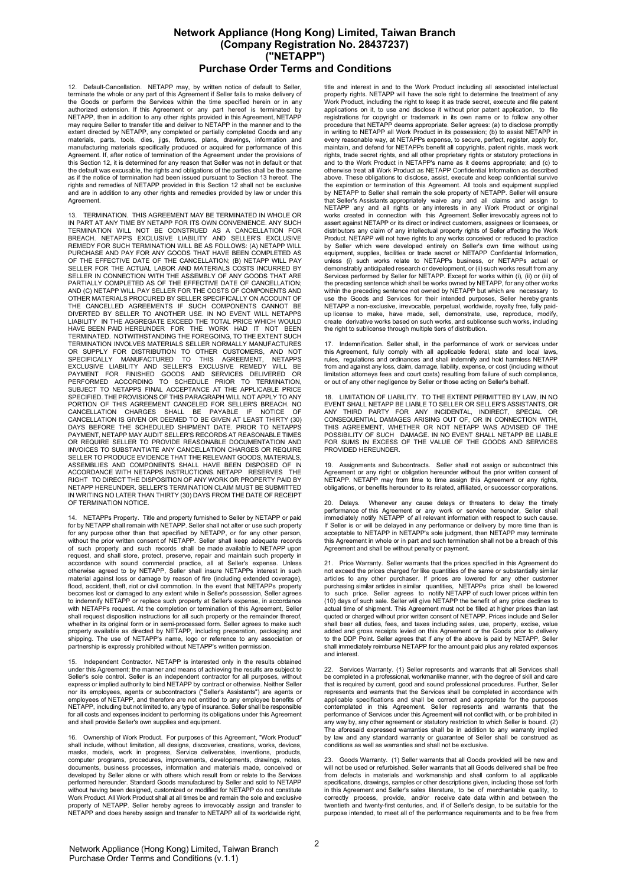# Network Appliance (Hong Kong) Limited, Taiwan Branch (Company Registration No. 28437237) ("NETAPP")

## Purchase Order Terms and Conditions

12. Default-Cancellation. NETAPP may, by written notice of default to Seller, terminate the whole or any part of this Agreement if Seller fails to make delivery of the Goods or perform the Services within the time specified herein or in any authorized extension. If this Agreement or any part hereof is terminated by NETAPP, then in addition to any other rights provided in this Agreement, NETAPP may require Seller to transfer title and deliver to NETAPP in the manner and to the extent directed by NETAPP, any completed or partially completed Goods and any materials, parts, tools, dies, jigs, fixtures, plans, drawings, information and manufacturing materials specifically produced or acquired for performance of this Agreement. If, after notice of termination of the Agreement under the provisions of this Section 12, it is determined for any reason that Seller was not in default or that the default was excusable, the rights and obligations of the parties shall be the same as if the notice of termination had been issued pursuant to Section 13 hereof. The rights and remedies of NETAPP provided in this Section 12 shall not be exclusive and are in addition to any other rights and remedies provided by law or under this Agreement.

13. TERMINATION. THIS AGREEMENT MAY BE TERMINATED IN WHOLE OR IN PART AT ANY TIME BY NETAPP FOR ITS OWN CONVENIENCE. ANY SUCH TERMINATION WILL NOT BE CONSTRUED AS A CANCELLATION FOR BREACH. NETAPP'S EXCLUSIVE LIABILITY AND SELLER'S EXCLUSIVE REMEDY FOR SUCH TERMINATION WILL BE AS FOLLOWS: (A) NETAPP WILL PURCHASE AND PAY FOR ANY GOODS THAT HAVE BEEN COMPLETED AS OF THE EFFECTIVE DATE OF THE CANCELLATION; (B) NETAPP WILL PAY SELLER FOR THE ACTUAL LABOR AND MATERIALS COSTS INCURRED BY SELLER IN CONNECTION WITH THE ASSEMBLY OF ANY GOODS THAT ARE PARTIALLY COMPLETED AS OF THE EFFECTIVE DATE OF CANCELLATION; AND (C) NETAPP WILL PAY SELLER FOR THE COSTS OF COMPONENTS AND OTHER MATERIALS PROCURED BY SELLER SPECIFICALLY ON ACCOUNT OF THE CANCELLED AGREEMENTS IF SUCH COMPONENTS CANNOT BE DIVERTED BY SELLER TO ANOTHER USE. IN NO EVENT WILL NETAPPS LIABILITY IN THE AGGREGATE EXCEED THE TOTAL PRICE WHICH WOULD HAVE BEEN PAID HEREUNDER FOR THE WORK HAD IT NOT BEEN TERMINATED. NOTWITHSTANDING THE FOREGOING, TO THE EXTENT SUCH TERMINATION INVOLVES MATERIALS SELLER NORMALLY MANUFACTURES OR SUPPLY FOR DISTRIBUTION TO OTHER CUSTOMERS, AND NOT SPECIFICALLY MANUFACTURED TO THIS AGREEMENT, NETAPPS EXCLUSIVE LIABILITY AND SELLER'S EXCLUSIVE REMEDY WILL BE PAYMENT FOR FINISHED GOODS AND SERVICES DELIVERED OR PERFORMED ACCORDING TO SCHEDULE PRIOR TO TERMINATION, SUBJECT TO NETAPPS FINAL ACCEPTANCE AT THE APPLICABLE PRICE SPECIFIED. THE PROVISIONS OF THIS PARAGRAPH WILL NOT APPLY TO ANY PORTION OF THIS AGREEMENT CANCELED FOR SELLER'S BREACH. NO CANCELLATION CHARGES SHALL BE PAYABLE IF NOTICE OF CANCELLATION IS GIVEN OR DEEMED TO BE GIVEN AT LEAST THIRTY (30) DAYS BEFORE THE SCHEDULED SHIPMENT DATE. PRIOR TO NETAPPS PAYMENT, NETAPP MAY AUDIT SELLER'S RECORDS AT REASONABLE TIMES OR REQUIRE SELLER TO PROVIDE REASONABLE DOCUMENTATION AND INVOICES TO SUBSTANTIATE ANY CANCELLATION CHARGES OR REQUIRE SELLER TO PRODUCE EVIDENCE THAT THE RELEVANT GOODS, MATERIALS, ASSEMBLIES AND COMPONENTS SHALL HAVE BEEN DISPOSED OF IN ACCORDANCE WITH NETAPPS INSTRUCTIONS. NETAPP RESERVES THE RIGHT TO DIRECT THE DISPOSITION OF ANY WORK OR PROPERTY PAID BY NETAPP HEREUNDER. SELLER'S TERMINATION CLAIM MUST BE SUBMITTED IN WRITING NO LATER THAN THIRTY (30) DAYS FROM THE DATE OF RECEIPT OF TERMINATION NOTICE.

14. NETAPPs Property. Title and property furnished to Seller by NETAPP or paid for by NETAPP shall remain with NETAPP. Seller shall not alter or use such property for any purpose other than that specified by NETAPP, or for any other person, without the prior written consent of NETAPP. Seller shall keep adequate records of such property and such records shall be made available to NETAPP upon request, and shall store, protect, preserve, repair and maintain such property in accordance with sound commercial practice, all at Seller's expense. Unless otherwise agreed to by NETAPP, Seller shall insure NETAPPs interest in such material against loss or damage by reason of fire (including extended coverage), flood, accident, theft, riot or civil commotion. In the event that NETAPPs property becomes lost or damaged to any extent while in Seller's possession, Seller agrees to indemnify NETAPP or replace such property at Seller's expense, in accordance with NETAPPs request. At the completion or termination of this Agreement, Seller shall request disposition instructions for all such property or the remainder thereof, whether in its original form or in semi-processed form. Seller agrees to make such property available as directed by NETAPP, including preparation, packaging and shipping. The use of NETAPP's name, logo or reference to any association or partnership is expressly prohibited without NETAPP's written permission.

15. Independent Contractor. NETAPP is interested only in the results obtained under this Agreement; the manner and means of achieving the results are subject to Seller's sole control. Seller is an independent contractor for all purposes, without express or implied authority to bind NETAPP by contract or otherwise. Neither Seller nor its employees, agents or subcontractors ("Seller's Assistants") are agents or employees of NETAPP, and therefore are not entitled to any employee benefits of NETAPP, including but not limited to, any type of insurance. Seller shall be responsible for all costs and expenses incident to performing its obligations under this Agreement and shall provide Seller's own supplies and equipment.

16. Ownership of Work Product. For purposes of this Agreement, "Work Product" shall include, without limitation, all designs, discoveries, creations, works, devices, masks, models, work in progress, Service deliverables, inventions, products, computer programs, procedures, improvements, developments, drawings, notes, documents, business processes, information and materials made, conceived or developed by Seller alone or with others which result from or relate to the Services performed hereunder. Standard Goods manufactured by Seller and sold to NETAPP without having been designed, customized or modified for NETAPP do not constitute Work Product. All Work Product shall at all times be and remain the sole and exclusive property of NETAPP. Seller hereby agrees to irrevocably assign and transfer to NETAPP and does hereby assign and transfer to NETAPP all of its worldwide right, title and interest in and to the Work Product including all associated intellectual property rights. NETAPP will have the sole right to determine the treatment of any Work Product, including the right to keep it as trade secret, execute and file patent applications on it, to use and disclose it without prior patent application, to file registrations for copyright or trademark in its own name or to follow any other procedure that NETAPP deems appropriate. Seller agrees: (a) to disclose promptly in writing to NETAPP all Work Product in its possession; (b) to assist NETAPP in every reasonable way, at NETAPPs expense, to secure, perfect, register, apply for, maintain, and defend for NETAPPs benefit all copyrights, patent rights, mask work rights, trade secret rights, and all other proprietary rights or statutory protections in and to the Work Product in NETAPP's name as it deems appropriate; and (c) to otherwise treat all Work Product as NETAPP Confidential Information as described above. These obligations to disclose, assist, execute and keep confidential survive the expiration or termination of this Agreement. All tools and equipment supplied by NETAPP to Seller shall remain the sole property of NETAPP. Seller will ensure that Seller's Assistants appropriately waive any and all claims and assign to NETAPP any and all rights or any interests in any Work Product or original works created in connection with this Agreement. Seller irrevocably agrees not to assert against NETAPP or its direct or indirect customers, assignees or licensees, or distributors any claim of any intellectual property rights of Seller affecting the Work Product. NETAPP will not have rights to any works conceived or reduced to practice by Seller which were developed entirely on Seller's own time without using equipment, supplies, facilities or trade secret or NETAPP Confidential Information, unless (i) such works relate to NETAPPs business, or NETAPPs actual or demonstrably anticipated research or development, or (ii) such works result from any Services performed by Seller for NETAPP. Except for works within (i), (ii) or (iii) of the preceding sentence which shall be works owned by NETAPP, for any other works within the preceding sentence not owned by NETAPP but which are necessary to use the Goods and Services for their intended purposes, Seller hereby grants NETAPP a non-exclusive, irrevocable, perpetual, worldwide, royalty free, fully paid-up license to make, have made, sell, demonstrate, use, reproduce, modify, create derivative works based on such works, and sublicense such works, including the right to sublicense through multiple tiers of distribution.

17. Indemnification. Seller shall, in the performance of work or services under this Agreement, fully comply with all applicable federal, state and local laws, rules, regulations and ordinances and shall indemnify and hold harmless NETAPP from and against any loss, claim, damage, liability, expense, or cost (including without limitation attorneys fees and court costs) resulting from failure of such compliance, or out of any other negligence by Seller or those acting on Seller's behalf.

18. LIMITATION OF LIABILITY. TO THE EXTENT PERMITTED BY LAW, IN NO EVENT SHALL NETAPP BE LIABLE TO SELLER OR SELLER'S ASSISTANTS, OR ANY THIRD PARTY FOR ANY INCIDENTAL, INDIRECT, SPECIAL OR CONSEQUENTIAL DAMAGES ARISING OUT OF, OR IN CONNECTION WITH, THIS AGREEMENT, WHETHER OR NOT NETAPP WAS ADVISED OF THE POSSIBILITY OF SUCH DAMAGE. IN NO EVENT SHALL NETAPP BE LIABLE FOR SUMS IN EXCESS OF THE VALUE OF THE GOODS AND SERVICES PROVIDED HEREUNDER.

19. Assignments and Subcontracts. Seller shall not assign or subcontract this Agreement or any right or obligation hereunder without the prior written consent of NETAPP. NETAPP may from time to time assign this Agreement or any rights, obligations, or benefits hereunder to its related, affiliated, or successor corporations.

20. Delays. Whenever any cause delays or threatens to delay the timely performance of this Agreement or any work or service hereunder, Seller shall immediately notify NETAPP of all relevant information with respect to such cause. If Seller is or will be delayed in any performance or delivery by more time than is acceptable to NETAPP in NETAPP's sole judgment, then NETAPP may terminate this Agreement in whole or in part and such termination shall not be a breach of this Agreement and shall be without penalty or payment.

21. Price Warranty. Seller warrants that the prices specified in this Agreement do not exceed the prices charged for like quantities of the same or substantially similar articles to any other purchaser. If prices are lowered for any other customer purchasing similar articles in similar quantities, NETAPPs price shall be lowered to such price. Seller agrees to notify NETAPP of such lower prices within ten (10) days of such sale. Seller will give NETAPP the benefit of any price declines to actual time of shipment. This Agreement must not be filled at higher prices than last quoted or charged without prior written consent of NETAPP. Prices include and Seller shall bear all duties, fees, and taxes including sales, use, property, excise, value added and gross receipts levied on this Agreement or the Goods prior to delivery to the DDP Point. Seller agrees that if any of the above is paid by NETAPP, Seller shall immediately reimburse NETAPP for the amount paid plus any related expenses and interest.

22. Services Warranty. (1) Seller represents and warrants that all Services shall be completed in a professional, workmanlike manner, with the degree of skill and care that is required by current, good and sound professional procedures. Further, Seller represents and warrants that the Services shall be completed in accordance with applicable specifications and shall be correct and appropriate for the purposes contemplated in this Agreement. Seller represents and warrants that the performance of Services under this Agreement will not conflict with, or be prohibited in any way by, any other agreement or statutory restriction to which Seller is bound. (2) The aforesaid expressed warranties shall be in addition to any warranty implied by law and any standard warranty or guarantee of Seller shall be construed as conditions as well as warranties and shall not be exclusive.

23. Goods Warranty. (1) Seller warrants that all Goods provided will be new and will not be used or refurbished. Seller warrants that all Goods delivered shall be free from defects in materials and workmanship and shall conform to all applicable specifications, drawings, samples or other descriptions given, including those set forth in this Agreement and Seller's sales literature, to be of merchantable quality, to correctly process, provide, and/or receive date data within and between the twentieth and twenty-first centuries, and, if of Seller's design, to be suitable for the purpose intended, to meet all of the performance requirements and to be free from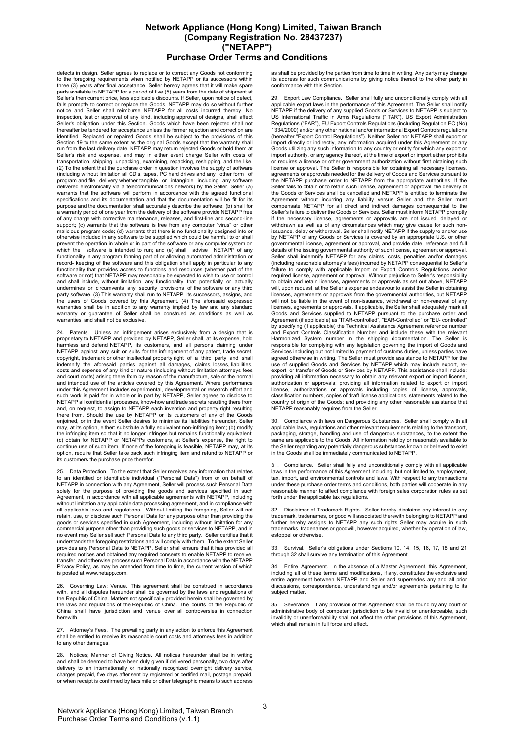# Network Appliance (Hong Kong) Limited, Taiwan Branch (Company Registration No. 28437237) ("NETAPP")

## Purchase Order Terms and Conditions

defects in design. Seller agrees to replace or to correct any Goods not conforming to the foregoing requirements when notified by NETAPP or its successors within three (3) years after final acceptance. Seller hereby agrees that it will make spare parts available to NETAPP for a period of five (5) years from the date of shipment at Seller's then current price, less applicable discounts. If Seller, upon notice of defect, fails promptly to correct or replace the Goods, NETAPP may do so without further notice and Seller shall reimburse NETAPP for all costs incurred thereby. No inspection, test or approval of any kind, including approval of designs, shall affect Seller's obligation under this Section. Goods which have been rejected shall not thereafter be tendered for acceptance unless the former rejection and correction are identified. Replaced or repaired Goods shall be subject to the provisions of this Section 19 to the same extent as the original Goods except that the warranty shall run from the last delivery date. NETAPP may return rejected Goods or hold them at Seller's risk and expense, and may in either event charge Seller with costs of transportation, shipping, unpacking, examining, repacking, reshipping, and the like. (2) To the extent that the purchase order in question involves the supply of software (including without limitation all CD's, tapes, PC hard drives and any other form of program and file delivery whether tangible or intangible including any software delivered electronically via a telecommunications network) by the Seller, Seller (a) warrants that the software will perform in accordance with the agreed functional specifications and its documentation and that the documentation will be fit for its purpose and the documentation shall accurately describe the software; (b) shall for a warranty period of one year from the delivery of the software provide NETAPP free of any charge with corrective maintenance, releases, and first-line and second-line support; (c) warrants that the software is free from any computer "virus" or other malicious program code; (d) warrants that there is no functionality designed into or otherwise included in any software to be supplied which could be harmful to or shall prevent the operation in whole or in part of the software or any computer system on which the software is intended to run; and (e) shall advise NETAPP of any functionality in any program forming part of or allowing automated administration or record- keeping of the software and this obligation shall apply in particular to any functionality that provides access to functions and resources (whether part of the software or not) that NETAPP may reasonably be expected to wish to use or control and shall include, without limitation, any functionality that potentially or actually undermines or circumvents any security provisions of the software or any third party software. (3) This warranty shall run to NETAPP, its successors, assigns, and the users of Goods covered by this Agreement. (4) The aforesaid expressed warranties shall be in addition to any warranty implied by law and any standard warranty or guarantee of Seller shall be construed as conditions as well as warranties and shall not be exclusive.

24. Patents. Unless an infringement arises exclusively from a design that is proprietary to NETAPP and provided by NETAPP, Seller shall, at its expense, hold harmless and defend NETAPP, its customers, and all persons claiming under NETAPP against any suit or suits for the infringement of any patent, trade secret, copyright, trademark or other intellectual property right of a third party and shall indemnify the aforesaid parties against all damages, claims, losses, liabilities, costs and expense of any kind or nature (including without limitation attorneys fees and court costs) arising there from by reason of the manufacture, sale or the normal and intended use of the articles covered by this Agreement. Where performance under this Agreement includes experimental, developmental or research effort and such work is paid for in whole or in part by NETAPP, Seller agrees to disclose to NETAPP all confidential processes, know-how and trade secrets resulting there from and, on request, to assign to NETAPP each invention and property right resulting there from. Should the use by NETAPP or its customers of any of the Goods enjoined, or in the event Seller desires to minimize its liabilities hereunder, Seller may, at its option, either: substitute a fully equivalent non-infringing item; (b) modify the infringing item so that it no longer infringes but remains functionally equivalent; (c) obtain for NETAPP or NETAPPs customers, at Seller's expense, the right to continue use of such item. If none of the foregoing is feasible, NETAPP may, at its option, require that Seller take back such infringing item and refund to NETAPP or its customers the purchase price therefor.

25. Data Protection. To the extent that Seller receives any information that relates to an identified or identifiable individual ("Personal Data") from or on behalf of NETAPP in connection with any Agreement, Seller will process such Personal Data solely for the purpose of providing the goods and services specified in such Agreement, in accordance with all applicable agreements with NETAPP, including without limitation any applicable data processing agreement, and in compliance with all applicable laws and regulations. Without limiting the foregoing, Seller will not retain, use, or disclose such Personal Data for any purpose other than providing the goods or services specified in such Agreement, including without limitation for any commercial purpose other than providing such goods or services to NETAPP, and in no event may Seller sell such Personal Data to any third party. Seller certifies that it understands the foregoing restrictions and will comply with them. To the extent Seller provides any Personal Data to NETAPP, Seller shall ensure that it has provided all required notices and obtained any required consents to enable NETAPP to receive, transfer, and otherwise process such Personal Data in accordance with the NETAPP Privacy Policy, as may be amended from time to time, the current version of which is posted at www.netapp.com.

26. Governing Law; Venue. This agreement shall be construed in accordance with, and all disputes hereunder shall be governed by the laws and regulations of the Republic of China. Matters not specifically provided herein shall be governed by the laws and regulations of the Republic of China. The courts of the Republic of China shall have jurisdiction and venue over all controversies in connection herewith.

27. Attorney's Fees. The prevailing party in any action to enforce this Agreement shall be entitled to receive its reasonable court costs and attorneys fees in addition to any other damages.

28. Notices; Manner of Giving Notice. All notices hereunder shall be in writing and shall be deemed to have been duly given if delivered personally, two days after delivery to an internationally or nationally recognized overnight delivery service, charges prepaid, five days after sent by registered or certified mail, postage prepaid, or when receipt is confirmed by facsimile or other telegraphic means to such address as shall be provided by the parties from time to time in writing. Any party may change its address for such communications by giving notice thereof to the other party in conformance with this Section.

29. Export Law Compliance. Seller shall fully and unconditionally comply with all applicable export laws in the performance of this Agreement. The Seller shall notify NETAPP if the delivery of any supplied Goods or Services to NETAPP is subject to US International Traffic in Arms Regulations ("ITAR"), US Export Administration Regulations ("EAR"), EU Export Controls Regulations (including Regulation EC (No) 1334/2000) and/or any other national and/or international Export Controls regulations (hereafter "Export Control Regulations"). Neither Seller nor NETAPP shall export or import directly or indirectly, any information acquired under this Agreement or any Goods utilizing any such information to any country or entity for which any export or import authority, or any agency thereof, at the time of export or import either prohibits or requires a license or other government authorization without first obtaining such license or approval. The Seller is responsible for obtaining all necessary licenses, agreements or approvals needed for the delivery of Goods and Services pursuant to the NETAPP purchase order to NETAPP from the appropriate authorities. If the Seller fails to obtain or to retain such license, agreement or approval, the delivery of the Goods or Services shall be cancelled and NETAPP is entitled to terminate the Agreement without incurring any liability versus Seller and the Seller must compensate NETAPP for all direct and indirect damages consequential to the Seller's failure to deliver the Goods or Services. Seller must inform NETAPP promptly if the necessary license, agreements or approvals are not issued, delayed or withdrawn as well as of any circumstances which may give cause for such non-issuance, delay or withdrawal. Seller shall notify NETAPP if the supply to and/or use by NETAPP of any Goods or Services is covered by an appropriate U.S. or other governmental license, agreement or approval, and provide date, reference and full details of the issuing governmental authority of such license, agreement or approval. Seller shall indemnify NETAPP for any claims, costs, penalties and/or damages (including reasonable attorney's fees) incurred by NETAPP consequential to Seller's failure to comply with applicable Import or Export Controls Regulations and/or required license, agreement or approval. Without prejudice to Seller's responsibility to obtain and retain licenses, agreements or approvals as set out above, NETAPP will, upon request, at the Seller's expense endeavour to assist the Seller in obtaining licenses, agreements or approvals from the governmental authorities, but NETAPP will not be liable in the event of non-issuance, withdrawal or non-renewal of any licenses, agreements or approvals. If applicable, the Seller shall adequately mark all Goods and Services supplied to NETAPP pursuant to the purchase order and Agreement (if applicable) as "ITAR-controlled", "EAR-Controlled" or "EU- controlled" by specifying (if applicable) the Technical Assistance Agreement reference number and Export Controls Classification Number and include these with the relevant Harmonized System number in the shipping documentation. The Seller is responsible for complying with any legislation governing the import of Goods and Services including but not limited to payment of customs duties, unless parties have agreed otherwise in writing. The Seller must provide assistance to NETAPP for the use of supplied Goods and Services by NETAPP which may include export, re-export, or transfer of Goods or Services by NETAPP. This assistance shall include: providing all information necessary to obtain any relevant export or import license, authorization or approvals; providing all information related to export or import license, authorizations or approvals including copies of license, approvals, classification numbers, copies of draft license applications, statements related to the country of origin of the Goods; and providing any other reasonable assistance that NETAPP reasonably requires from the Seller.

30. Compliance with laws on Dangerous Substances. Seller shall comply with all applicable laws, regulations and other relevant requirements relating to the transport, packaging, storage, handling and use of dangerous substances, to the extent the same are applicable to the Goods. All information held by or reasonably available to the Seller regarding any potentially dangerous substances known or believed to exist in the Goods shall be immediately communicated to NETAPP.

31. Compliance. Seller shall fully and unconditionally comply with all applicable laws in the performance of this Agreement including, but not limited to, employment, tax, import, and environmental controls and laws. With respect to any transactions under these purchase order terms and conditions, both parties will cooperate in any reasonable manner to affect compliance with foreign sales corporation rules as set forth under the applicable tax regulations.

32. Disclaimer of Trademark Rights. Seller hereby disclaims any interest in any trademark, tradenames, or good will associated therewith belonging to NETAPP and further hereby assigns to NETAPP any such rights Seller may acquire in such trademarks, tradenames or goodwill, however acquired, whether by operation of law, estoppel or otherwise.

33. Survival. Seller's obligations under Sections 10, 14, 15, 16, 17, 18 and 21 through 32 shall survive any termination of this Agreement.

34. Entire Agreement. In the absence of a Master Agreement, this Agreement, including all of these terms and modifications, if any, constitutes the exclusive and entire agreement between NETAPP and Seller and supersedes any and all prior discussions, correspondence, understandings and/or agreements pertaining to its subject matter.

35. Severance. If any provision of this Agreement shall be found by any court or administrative body of competent jurisdiction to be invalid or unenforceable, such invalidity or unenforceability shall not affect the other provisions of this Agreement, which shall remain in full force and effect.